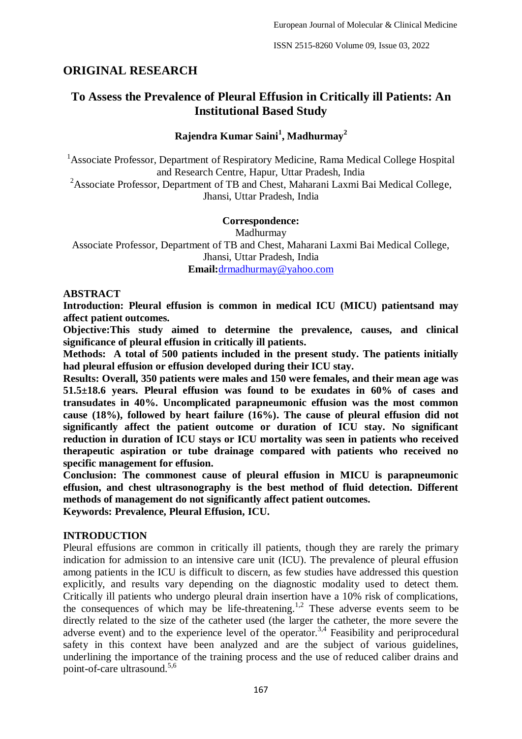## ORIGINAL RESEARCH

# To Assess the Prevalence of Pleural Effusion in Critically ill Patients: An Institutional Based Study

**Rajendra Kumar Saini[1], Madhurmay[2]**

[1]Associate Professor, Department of Respiratory Medicine, Rama Medical College Hospital and Research Centre, Hapur, Uttar Pradesh, India
[2]Associate Professor, Department of TB and Chest, Maharani Laxmi Bai Medical College, Jhansi, Uttar Pradesh, India

**Correspondence:**
Madhurmay
Associate Professor, Department of TB and Chest, Maharani Laxmi Bai Medical College, Jhansi, Uttar Pradesh, India
**Email:**drmadhurmay@yahoo.com

### ABSTRACT

**Introduction: Pleural effusion is common in medical ICU (MICU) patientsand may affect patient outcomes.**

**Objective:This study aimed to determine the prevalence, causes, and clinical significance of pleural effusion in critically ill patients.**

**Methods: A total of 500 patients included in the present study. The patients initially had pleural effusion or effusion developed during their ICU stay.**

**Results: Overall, 350 patients were males and 150 were females, and their mean age was 51.5±18.6 years. Pleural effusion was found to be exudates in 60% of cases and transudates in 40%. Uncomplicated parapneumonic effusion was the most common cause (18%), followed by heart failure (16%). The cause of pleural effusion did not significantly affect the patient outcome or duration of ICU stay. No significant reduction in duration of ICU stays or ICU mortality was seen in patients who received therapeutic aspiration or tube drainage compared with patients who received no specific management for effusion.**

**Conclusion: The commonest cause of pleural effusion in MICU is parapneumonic effusion, and chest ultrasonography is the best method of fluid detection. Different methods of management do not significantly affect patient outcomes.**

**Keywords: Prevalence, Pleural Effusion, ICU.**

### INTRODUCTION

Pleural effusions are common in critically ill patients, though they are rarely the primary indication for admission to an intensive care unit (ICU). The prevalence of pleural effusion among patients in the ICU is difficult to discern, as few studies have addressed this question explicitly, and results vary depending on the diagnostic modality used to detect them. Critically ill patients who undergo pleural drain insertion have a 10% risk of complications, the consequences of which may be life-threatening.[1,2] These adverse events seem to be directly related to the size of the catheter used (the larger the catheter, the more severe the adverse event) and to the experience level of the operator.[3,4] Feasibility and periprocedural safety in this context have been analyzed and are the subject of various guidelines, underlining the importance of the training process and the use of reduced caliber drains and point-of-care ultrasound.[5,6]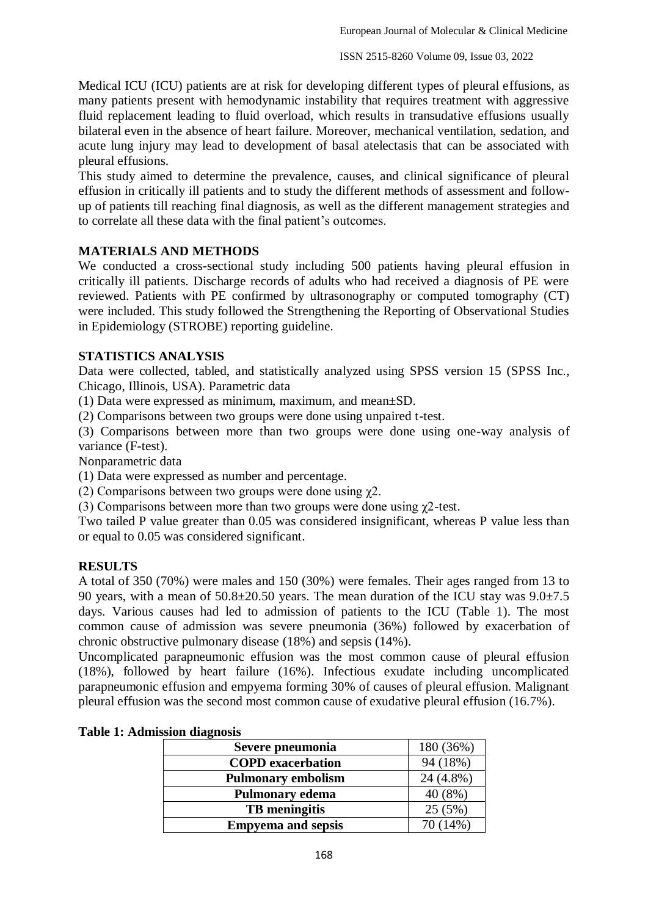Medical ICU (ICU) patients are at risk for developing different types of pleural effusions, as many patients present with hemodynamic instability that requires treatment with aggressive fluid replacement leading to fluid overload, which results in transudative effusions usually bilateral even in the absence of heart failure. Moreover, mechanical ventilation, sedation, and acute lung injury may lead to development of basal atelectasis that can be associated with pleural effusions.

This study aimed to determine the prevalence, causes, and clinical significance of pleural effusion in critically ill patients and to study the different methods of assessment and follow-up of patients till reaching final diagnosis, as well as the different management strategies and to correlate all these data with the final patient's outcomes.

## MATERIALS AND METHODS

We conducted a cross-sectional study including 500 patients having pleural effusion in critically ill patients. Discharge records of adults who had received a diagnosis of PE were reviewed. Patients with PE confirmed by ultrasonography or computed tomography (CT) were included. This study followed the Strengthening the Reporting of Observational Studies in Epidemiology (STROBE) reporting guideline.

## STATISTICS ANALYSIS

Data were collected, tabled, and statistically analyzed using SPSS version 15 (SPSS Inc., Chicago, Illinois, USA). Parametric data

(1) Data were expressed as minimum, maximum, and mean±SD.

(2) Comparisons between two groups were done using unpaired t-test.

(3) Comparisons between more than two groups were done using one-way analysis of variance (F-test).

Nonparametric data

(1) Data were expressed as number and percentage.

(2) Comparisons between two groups were done using $\chi 2$.

(3) Comparisons between more than two groups were done using $\chi 2$-test.

Two tailed P value greater than 0.05 was considered insignificant, whereas P value less than or equal to 0.05 was considered significant.

## RESULTS

A total of 350 (70%) were males and 150 (30%) were females. Their ages ranged from 13 to 90 years, with a mean of 50.8±20.50 years. The mean duration of the ICU stay was 9.0±7.5 days. Various causes had led to admission of patients to the ICU (Table 1). The most common cause of admission was severe pneumonia (36%) followed by exacerbation of chronic obstructive pulmonary disease (18%) and sepsis (14%).

Uncomplicated parapneumonic effusion was the most common cause of pleural effusion (18%), followed by heart failure (16%). Infectious exudate including uncomplicated parapneumonic effusion and empyema forming 30% of causes of pleural effusion. Malignant pleural effusion was the second most common cause of exudative pleural effusion (16.7%).

**Table 1: Admission diagnosis**

| Admission diagnosis | n (%) |
|---|---|
| **Severe pneumonia** | 180 (36%) |
| **COPD exacerbation** | 94 (18%) |
| **Pulmonary embolism** | 24 (4.8%) |
| **Pulmonary edema** | 40 (8%) |
| **TB meningitis** | 25 (5%) |
| **Empyema and sepsis** | 70 (14%) |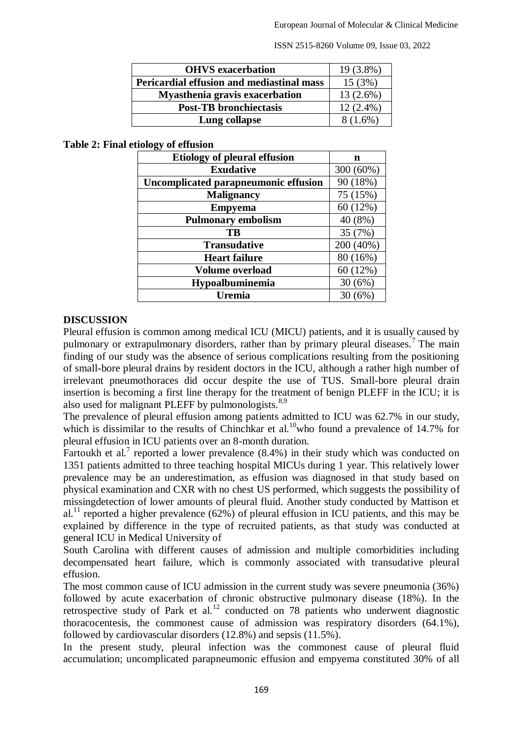| OHVS exacerbation | 19 (3.8%) |
|---|---|
| Pericardial effusion and mediastinal mass | 15 (3%) |
| Myasthenia gravis exacerbation | 13 (2.6%) |
| Post-TB bronchiectasis | 12 (2.4%) |
| Lung collapse | 8 (1.6%) |

**Table 2: Final etiology of effusion**

| Etiology of pleural effusion | n |
|---|---|
| **Exudative** | 300 (60%) |
| Uncomplicated parapneumonic effusion | 90 (18%) |
| Malignancy | 75 (15%) |
| Empyema | 60 (12%) |
| Pulmonary embolism | 40 (8%) |
| TB | 35 (7%) |
| **Transudative** | 200 (40%) |
| Heart failure | 80 (16%) |
| Volume overload | 60 (12%) |
| Hypoalbuminemia | 30 (6%) |
| Uremia | 30 (6%) |

## DISCUSSION

Pleural effusion is common among medical ICU (MICU) patients, and it is usually caused by pulmonary or extrapulmonary disorders, rather than by primary pleural diseases.[7] The main finding of our study was the absence of serious complications resulting from the positioning of small-bore pleural drains by resident doctors in the ICU, although a rather high number of irrelevant pneumothoraces did occur despite the use of TUS. Small-bore pleural drain insertion is becoming a first line therapy for the treatment of benign PLEFF in the ICU; it is also used for malignant PLEFF by pulmonologists.[8,9]

The prevalence of pleural effusion among patients admitted to ICU was 62.7% in our study, which is dissimilar to the results of Chinchkar et al.[10]who found a prevalence of 14.7% for pleural effusion in ICU patients over an 8-month duration.

Fartoukh et al.[7] reported a lower prevalence (8.4%) in their study which was conducted on 1351 patients admitted to three teaching hospital MICUs during 1 year. This relatively lower prevalence may be an underestimation, as effusion was diagnosed in that study based on physical examination and CXR with no chest US performed, which suggests the possibility of missingdetection of lower amounts of pleural fluid. Another study conducted by Mattison et al.[11] reported a higher prevalence (62%) of pleural effusion in ICU patients, and this may be explained by difference in the type of recruited patients, as that study was conducted at general ICU in Medical University of South Carolina with different causes of admission and multiple comorbidities including decompensated heart failure, which is commonly associated with transudative pleural effusion.

The most common cause of ICU admission in the current study was severe pneumonia (36%) followed by acute exacerbation of chronic obstructive pulmonary disease (18%). In the retrospective study of Park et al.[12] conducted on 78 patients who underwent diagnostic thoracocentesis, the commonest cause of admission was respiratory disorders (64.1%), followed by cardiovascular disorders (12.8%) and sepsis (11.5%).

In the present study, pleural infection was the commonest cause of pleural fluid accumulation; uncomplicated parapneumonic effusion and empyema constituted 30% of all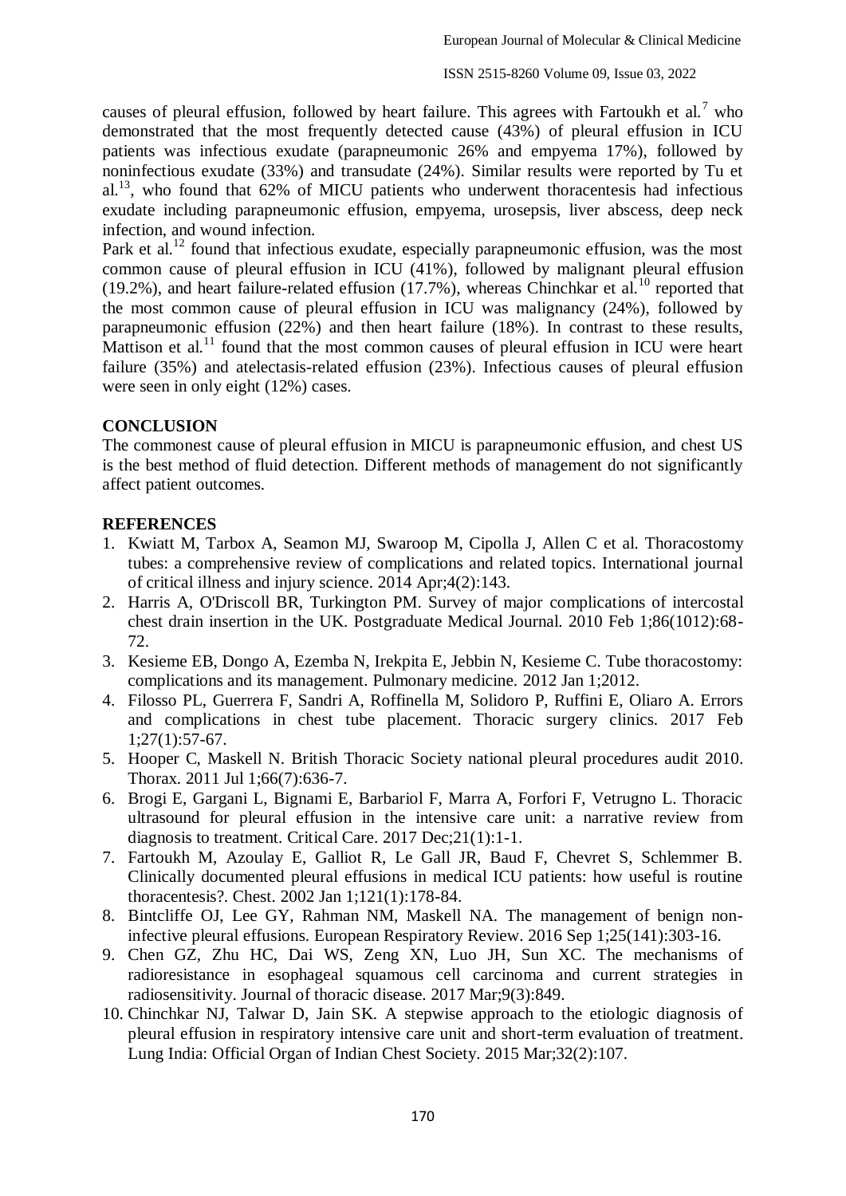causes of pleural effusion, followed by heart failure. This agrees with Fartoukh et al.[7] who demonstrated that the most frequently detected cause (43%) of pleural effusion in ICU patients was infectious exudate (parapneumonic 26% and empyema 17%), followed by noninfectious exudate (33%) and transudate (24%). Similar results were reported by Tu et al.[13], who found that 62% of MICU patients who underwent thoracentesis had infectious exudate including parapneumonic effusion, empyema, urosepsis, liver abscess, deep neck infection, and wound infection.

Park et al.[12] found that infectious exudate, especially parapneumonic effusion, was the most common cause of pleural effusion in ICU (41%), followed by malignant pleural effusion (19.2%), and heart failure-related effusion (17.7%), whereas Chinchkar et al.[10] reported that the most common cause of pleural effusion in ICU was malignancy (24%), followed by parapneumonic effusion (22%) and then heart failure (18%). In contrast to these results, Mattison et al.[11] found that the most common causes of pleural effusion in ICU were heart failure (35%) and atelectasis-related effusion (23%). Infectious causes of pleural effusion were seen in only eight (12%) cases.

## CONCLUSION

The commonest cause of pleural effusion in MICU is parapneumonic effusion, and chest US is the best method of fluid detection. Different methods of management do not significantly affect patient outcomes.

## REFERENCES

1. Kwiatt M, Tarbox A, Seamon MJ, Swaroop M, Cipolla J, Allen C et al. Thoracostomy tubes: a comprehensive review of complications and related topics. International journal of critical illness and injury science. 2014 Apr;4(2):143.
2. Harris A, O'Driscoll BR, Turkington PM. Survey of major complications of intercostal chest drain insertion in the UK. Postgraduate Medical Journal. 2010 Feb 1;86(1012):68-72.
3. Kesieme EB, Dongo A, Ezemba N, Irekpita E, Jebbin N, Kesieme C. Tube thoracostomy: complications and its management. Pulmonary medicine. 2012 Jan 1;2012.
4. Filosso PL, Guerrera F, Sandri A, Roffinella M, Solidoro P, Ruffini E, Oliaro A. Errors and complications in chest tube placement. Thoracic surgery clinics. 2017 Feb 1;27(1):57-67.
5. Hooper C, Maskell N. British Thoracic Society national pleural procedures audit 2010. Thorax. 2011 Jul 1;66(7):636-7.
6. Brogi E, Gargani L, Bignami E, Barbariol F, Marra A, Forfori F, Vetrugno L. Thoracic ultrasound for pleural effusion in the intensive care unit: a narrative review from diagnosis to treatment. Critical Care. 2017 Dec;21(1):1-1.
7. Fartoukh M, Azoulay E, Galliot R, Le Gall JR, Baud F, Chevret S, Schlemmer B. Clinically documented pleural effusions in medical ICU patients: how useful is routine thoracentesis?. Chest. 2002 Jan 1;121(1):178-84.
8. Bintcliffe OJ, Lee GY, Rahman NM, Maskell NA. The management of benign non-infective pleural effusions. European Respiratory Review. 2016 Sep 1;25(141):303-16.
9. Chen GZ, Zhu HC, Dai WS, Zeng XN, Luo JH, Sun XC. The mechanisms of radioresistance in esophageal squamous cell carcinoma and current strategies in radiosensitivity. Journal of thoracic disease. 2017 Mar;9(3):849.
10. Chinchkar NJ, Talwar D, Jain SK. A stepwise approach to the etiologic diagnosis of pleural effusion in respiratory intensive care unit and short-term evaluation of treatment. Lung India: Official Organ of Indian Chest Society. 2015 Mar;32(2):107.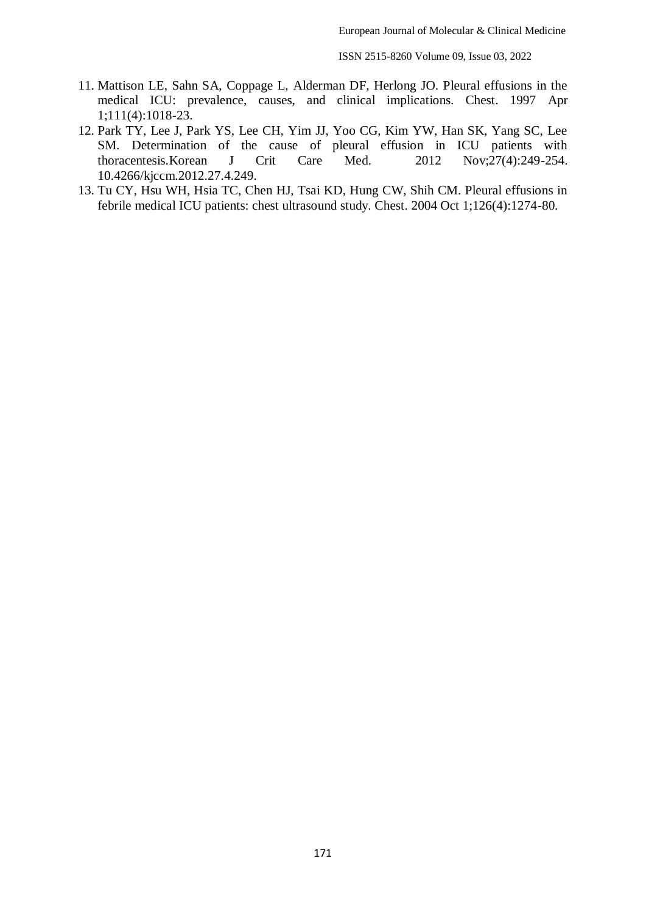11. Mattison LE, Sahn SA, Coppage L, Alderman DF, Herlong JO. Pleural effusions in the medical ICU: prevalence, causes, and clinical implications. Chest. 1997 Apr 1;111(4):1018-23.
12. Park TY, Lee J, Park YS, Lee CH, Yim JJ, Yoo CG, Kim YW, Han SK, Yang SC, Lee SM. Determination of the cause of pleural effusion in ICU patients with thoracentesis.Korean J Crit Care Med. 2012 Nov;27(4):249-254. 10.4266/kjccm.2012.27.4.249.
13. Tu CY, Hsu WH, Hsia TC, Chen HJ, Tsai KD, Hung CW, Shih CM. Pleural effusions in febrile medical ICU patients: chest ultrasound study. Chest. 2004 Oct 1;126(4):1274-80.